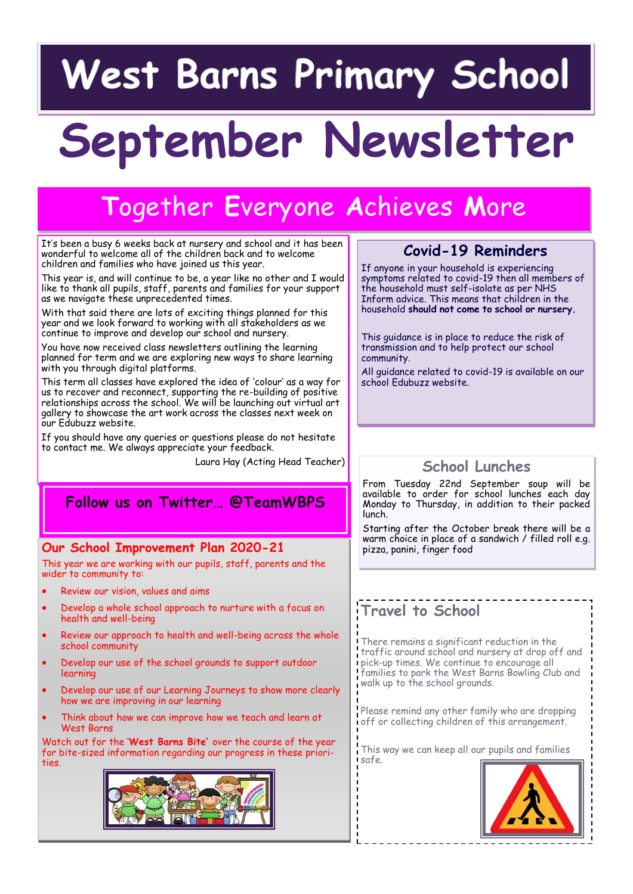# West Barns Primary School

# September Newsletter

## Together Everyone Achieves More

It's been a busy 6 weeks back at nursery and school and it has been wonderful to welcome all of the children back and to welcome children and families who have joined us this year.

This year is, and will continue to be, a year like no other and I would like to thank all pupils, staff, parents and families for your support as we navigate these unprecedented times.

With that said there are lots of exciting things planned for this year and we look forward to working with all stakeholders as we continue to improve and develop our school and nursery.

You have now received class newsletters outlining the learning planned for term and we are exploring new ways to share learning with you through digital platforms.

This term all classes have explored the idea of 'colour' as a way for us to recover and reconnect, supporting the re-building of positive relationships across the school. We will be launching out virtual art gallery to showcase the art work across the classes next week on our Edubuzz website.

If you should have any queries or questions please do not hesitate to contact me. We always appreciate your feedback.

Laura Hay (Acting Head Teacher)

### Follow us on Twitter… @TeamWBPS

### Our School Improvement Plan 2020-21

This year we are working with our pupils, staff, parents and the wider to community to:

- Review our vision, values and aims
- Develop a whole school approach to nurture with a focus on health and well-being
- Review our approach to health and well-being across the whole school community
- Develop our use of the school grounds to support outdoor learning
- Develop our use of our Learning Journeys to show more clearly how we are improving in our learning
- Think about how we can improve how we teach and learn at West Barns

Watch out for the '**West Barns Bite**' over the course of the year for bite-sized information regarding our progress in these priorities.

### Covid-19 Reminders

If anyone in your household is experiencing symptoms related to covid-19 then all members of the household must self-isolate as per NHS Inform advice. This means that children in the household **should not come to school or nursery.**

This guidance is in place to reduce the risk of transmission and to help protect our school community.

All guidance related to covid-19 is available on our school Edubuzz website.

### School Lunches

From Tuesday 22nd September soup will be available to order for school lunches each day Monday to Thursday, in addition to their packed lunch.

Starting after the October break there will be a warm choice in place of a sandwich / filled roll e.g. pizza, panini, finger food

### Travel to School

There remains a significant reduction in the traffic around school and nursery at drop off and pick-up times. We continue to encourage all families to park the West Barns Bowling Club and walk up to the school grounds.

Please remind any other family who are dropping off or collecting children of this arrangement.

This way we can keep all our pupils and families safe.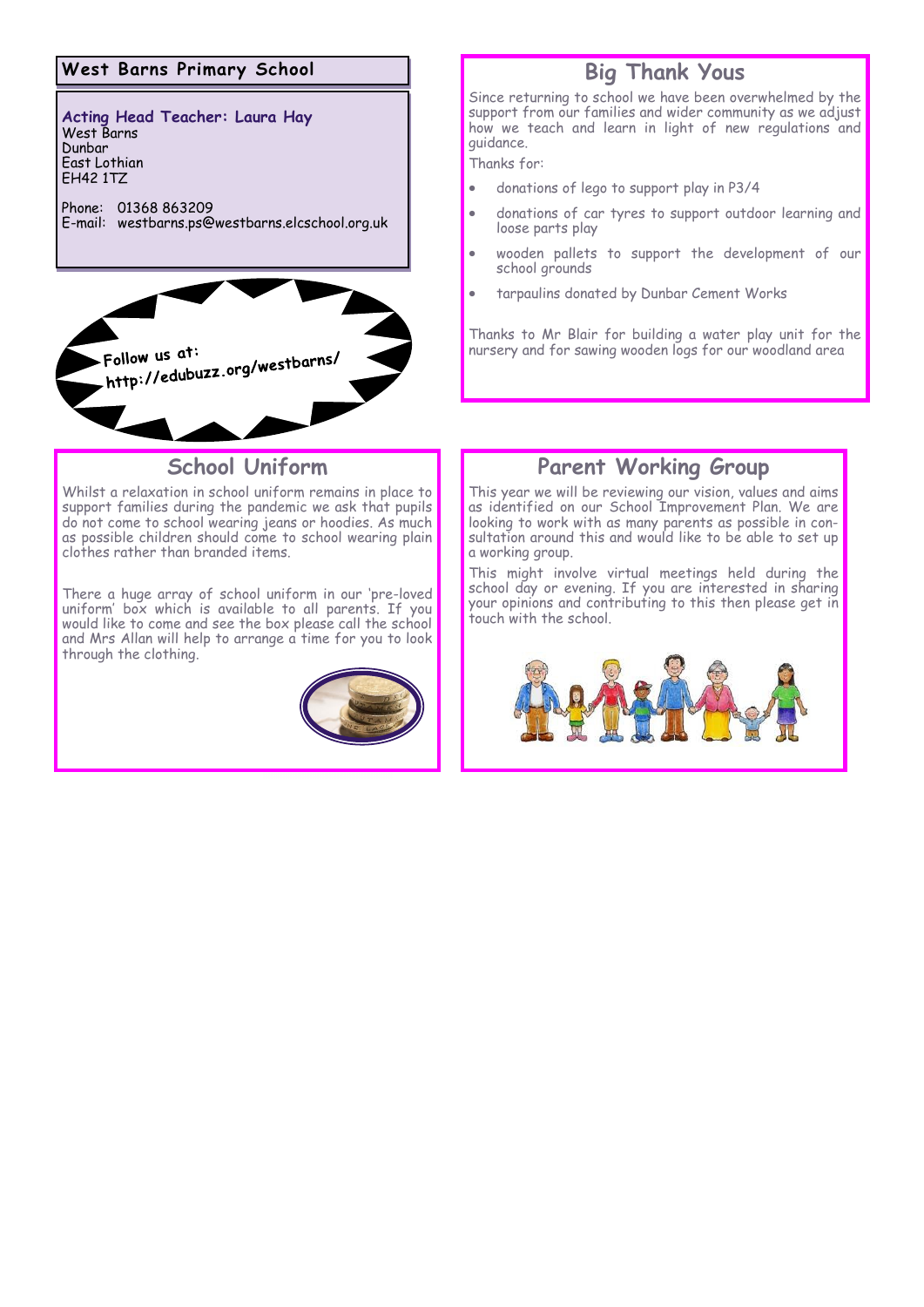## West Barns Primary School

**Acting Head Teacher: Laura Hay**
West Barns
Dunbar
East Lothian
EH42 1TZ

Phone: 01368 863209
E-mail: westbarns.ps@westbarns.elcschool.org.uk

Follow us at:
http://edubuzz.org/westbarns/

## Big Thank Yous

Since returning to school we have been overwhelmed by the support from our families and wider community as we adjust how we teach and learn in light of new regulations and guidance.

Thanks for:

- donations of lego to support play in P3/4
- donations of car tyres to support outdoor learning and loose parts play
- wooden pallets to support the development of our school grounds
- tarpaulins donated by Dunbar Cement Works

Thanks to Mr Blair for building a water play unit for the nursery and for sawing wooden logs for our woodland area

## School Uniform

Whilst a relaxation in school uniform remains in place to support families during the pandemic we ask that pupils do not come to school wearing jeans or hoodies. As much as possible children should come to school wearing plain clothes rather than branded items.

There a huge array of school uniform in our 'pre-loved uniform' box which is available to all parents. If you would like to come and see the box please call the school and Mrs Allan will help to arrange a time for you to look through the clothing.

## Parent Working Group

This year we will be reviewing our vision, values and aims as identified on our School Improvement Plan. We are looking to work with as many parents as possible in consultation around this and would like to be able to set up a working group.

This might involve virtual meetings held during the school day or evening. If you are interested in sharing your opinions and contributing to this then please get in touch with the school.